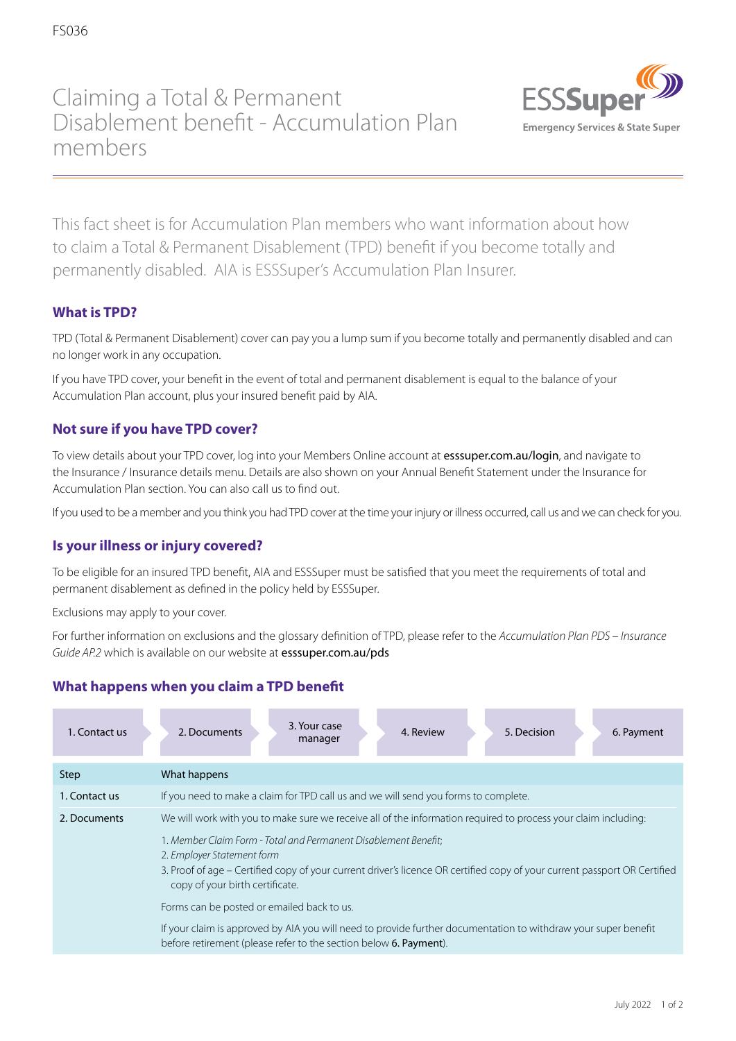FS036

# Claiming a Total & Permanent Disablement benefit - Accumulation Plan members

ESSSuper
Emergency Services & State Super

This fact sheet is for Accumulation Plan members who want information about how to claim a Total & Permanent Disablement (TPD) benefit if you become totally and permanently disabled. AIA is ESSSuper's Accumulation Plan Insurer.

## What is TPD?

TPD (Total & Permanent Disablement) cover can pay you a lump sum if you become totally and permanently disabled and can no longer work in any occupation.

If you have TPD cover, your benefit in the event of total and permanent disablement is equal to the balance of your Accumulation Plan account, plus your insured benefit paid by AIA.

## Not sure if you have TPD cover?

To view details about your TPD cover, log into your Members Online account at **esssuper.com.au/login**, and navigate to the Insurance / Insurance details menu. Details are also shown on your Annual Benefit Statement under the Insurance for Accumulation Plan section. You can also call us to find out.

If you used to be a member and you think you had TPD cover at the time your injury or illness occurred, call us and we can check for you.

## Is your illness or injury covered?

To be eligible for an insured TPD benefit, AIA and ESSSuper must be satisfied that you meet the requirements of total and permanent disablement as defined in the policy held by ESSSuper.

Exclusions may apply to your cover.

For further information on exclusions and the glossary definition of TPD, please refer to the *Accumulation Plan PDS – Insurance Guide AP.2* which is available on our website at **esssuper.com.au/pds**

## What happens when you claim a TPD benefit

1. Contact us → 2. Documents → 3. Your case manager → 4. Review → 5. Decision → 6. Payment

| Step | What happens |
|---|---|
| 1. Contact us | If you need to make a claim for TPD call us and we will send you forms to complete. |
| 2. Documents | We will work with you to make sure we receive all of the information required to process your claim including:<br>1. *Member Claim Form - Total and Permanent Disablement Benefit*;<br>2. *Employer Statement form*<br>3. Proof of age – Certified copy of your current driver's licence OR certified copy of your current passport OR Certified copy of your birth certificate.<br><br>Forms can be posted or emailed back to us.<br><br>If your claim is approved by AIA you will need to provide further documentation to withdraw your super benefit before retirement (please refer to the section below **6. Payment**). |

July 2022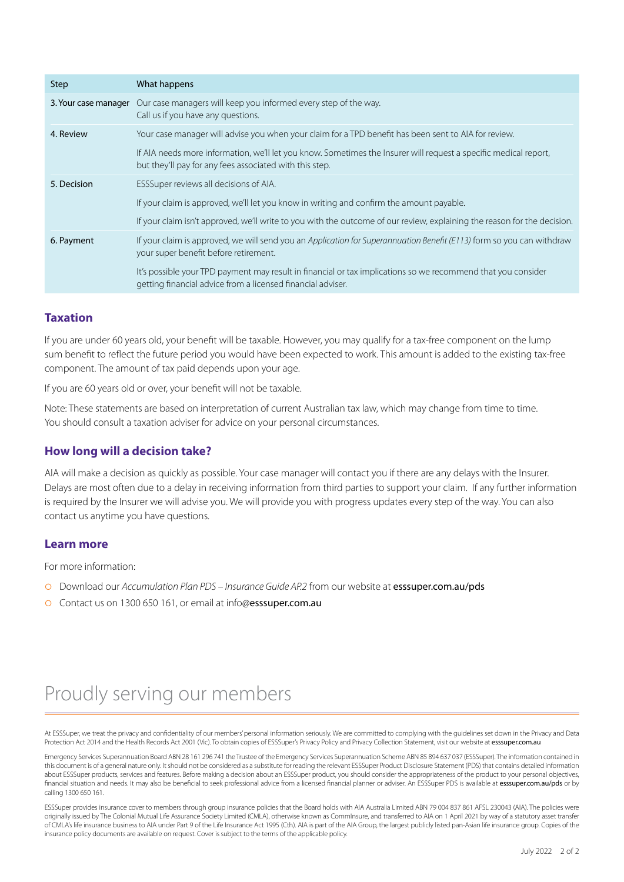| Step | What happens |
|---|---|
| 3. Your case manager | Our case managers will keep you informed every step of the way. Call us if you have any questions. |
| 4. Review | Your case manager will advise you when your claim for a TPD benefit has been sent to AIA for review. If AIA needs more information, we'll let you know. Sometimes the Insurer will request a specific medical report, but they'll pay for any fees associated with this step. |
| 5. Decision | ESSSuper reviews all decisions of AIA. If your claim is approved, we'll let you know in writing and confirm the amount payable. If your claim isn't approved, we'll write to you with the outcome of our review, explaining the reason for the decision. |
| 6. Payment | If your claim is approved, we will send you an *Application for Superannuation Benefit (E113)* form so you can withdraw your super benefit before retirement. It's possible your TPD payment may result in financial or tax implications so we recommend that you consider getting financial advice from a licensed financial adviser. |

## Taxation

If you are under 60 years old, your benefit will be taxable. However, you may qualify for a tax-free component on the lump sum benefit to reflect the future period you would have been expected to work. This amount is added to the existing tax-free component. The amount of tax paid depends upon your age.

If you are 60 years old or over, your benefit will not be taxable.

Note: These statements are based on interpretation of current Australian tax law, which may change from time to time. You should consult a taxation adviser for advice on your personal circumstances.

## How long will a decision take?

AIA will make a decision as quickly as possible. Your case manager will contact you if there are any delays with the Insurer. Delays are most often due to a delay in receiving information from third parties to support your claim. If any further information is required by the Insurer we will advise you. We will provide you with progress updates every step of the way. You can also contact us anytime you have questions.

## Learn more

For more information:

- Download our *Accumulation Plan PDS – Insurance Guide AP.2* from our website at **esssuper.com.au/pds**
- Contact us on 1300 650 161, or email at info@**esssuper.com.au**

# Proudly serving our members

At ESSSuper, we treat the privacy and confidentiality of our members' personal information seriously. We are committed to complying with the guidelines set down in the Privacy and Data Protection Act 2014 and the Health Records Act 2001 (Vic). To obtain copies of ESSSuper's Privacy Policy and Privacy Collection Statement, visit our website at **esssuper.com.au**

Emergency Services Superannuation Board ABN 28 161 296 741 the Trustee of the Emergency Services Superannuation Scheme ABN 85 894 637 037 (ESSSuper). The information contained in this document is of a general nature only. It should not be considered as a substitute for reading the relevant ESSSuper Product Disclosure Statement (PDS) that contains detailed information about ESSSuper products, services and features. Before making a decision about an ESSSuper product, you should consider the appropriateness of the product to your personal objectives, financial situation and needs. It may also be beneficial to seek professional advice from a licensed financial planner or adviser. An ESSSuper PDS is available at **esssuper.com.au/pds** or by calling 1300 650 161.

ESSSuper provides insurance cover to members through group insurance policies that the Board holds with AIA Australia Limited ABN 79 004 837 861 AFSL 230043 (AIA). The policies were originally issued by The Colonial Mutual Life Assurance Society Limited (CMLA), otherwise known as CommInsure, and transferred to AIA on 1 April 2021 by way of a statutory asset transfer of CMLA's life insurance business to AIA under Part 9 of the Life Insurance Act 1995 (Cth). AIA is part of the AIA Group, the largest publicly listed pan-Asian life insurance group. Copies of the insurance policy documents are available on request. Cover is subject to the terms of the applicable policy.

July 2022